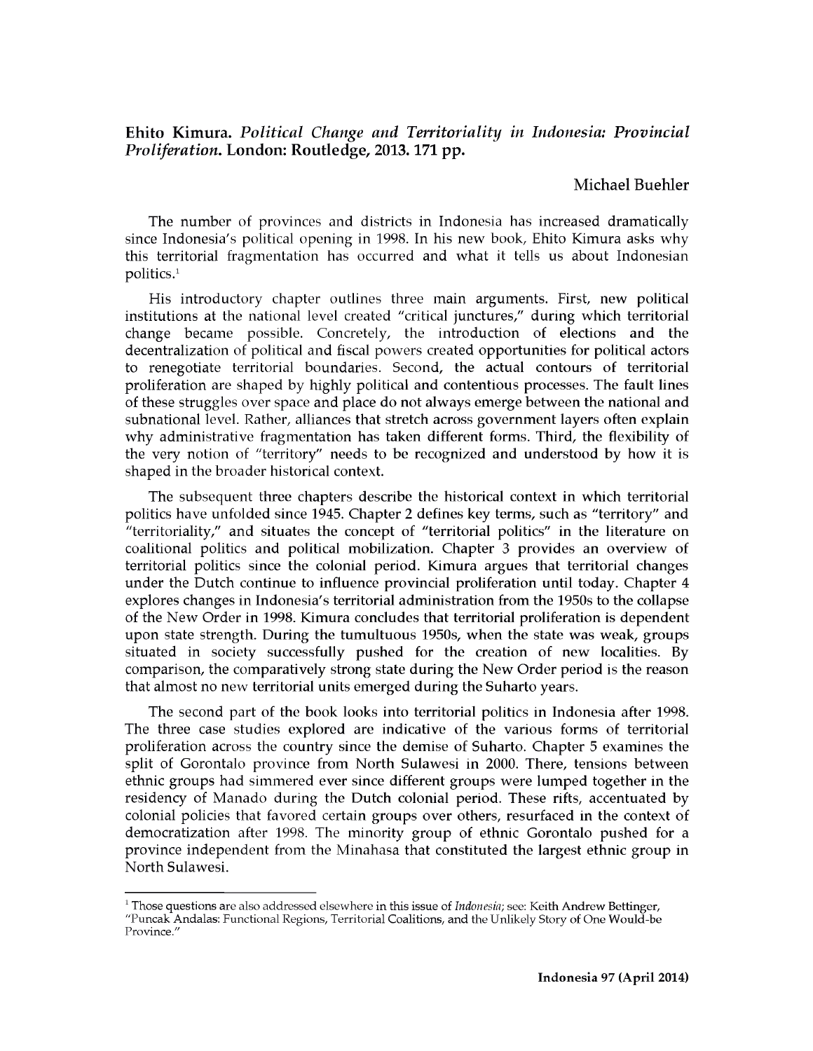**Ehito Kimura. *Political Change and Territoriality in Indonesia: Provincial Proliferation*. London: Routledge, 2013. 171 pp.**

Michael Buehler

The number of provinces and districts in Indonesia has increased dramatically since Indonesia's political opening in 1998. In his new book, Ehito Kimura asks why this territorial fragmentation has occurred and what it tells us about Indonesian politics.[1]

His introductory chapter outlines three main arguments. First, new political institutions at the national level created "critical junctures," during which territorial change became possible. Concretely, the introduction of elections and the decentralization of political and fiscal powers created opportunities for political actors to renegotiate territorial boundaries. Second, the actual contours of territorial proliferation are shaped by highly political and contentious processes. The fault lines of these struggles over space and place do not always emerge between the national and subnational level. Rather, alliances that stretch across government layers often explain why administrative fragmentation has taken different forms. Third, the flexibility of the very notion of "territory" needs to be recognized and understood by how it is shaped in the broader historical context.

The subsequent three chapters describe the historical context in which territorial politics have unfolded since 1945. Chapter 2 defines key terms, such as "territory" and "territoriality," and situates the concept of "territorial politics" in the literature on coalitional politics and political mobilization. Chapter 3 provides an overview of territorial politics since the colonial period. Kimura argues that territorial changes under the Dutch continue to influence provincial proliferation until today. Chapter 4 explores changes in Indonesia's territorial administration from the 1950s to the collapse of the New Order in 1998. Kimura concludes that territorial proliferation is dependent upon state strength. During the tumultuous 1950s, when the state was weak, groups situated in society successfully pushed for the creation of new localities. By comparison, the comparatively strong state during the New Order period is the reason that almost no new territorial units emerged during the Suharto years.

The second part of the book looks into territorial politics in Indonesia after 1998. The three case studies explored are indicative of the various forms of territorial proliferation across the country since the demise of Suharto. Chapter 5 examines the split of Gorontalo province from North Sulawesi in 2000. There, tensions between ethnic groups had simmered ever since different groups were lumped together in the residency of Manado during the Dutch colonial period. These rifts, accentuated by colonial policies that favored certain groups over others, resurfaced in the context of democratization after 1998. The minority group of ethnic Gorontalo pushed for a province independent from the Minahasa that constituted the largest ethnic group in North Sulawesi.

---

[1] Those questions are also addressed elsewhere in this issue of *Indonesia*; see: Keith Andrew Bettinger, "Puncak Andalas: Functional Regions, Territorial Coalitions, and the Unlikely Story of One Would-be Province."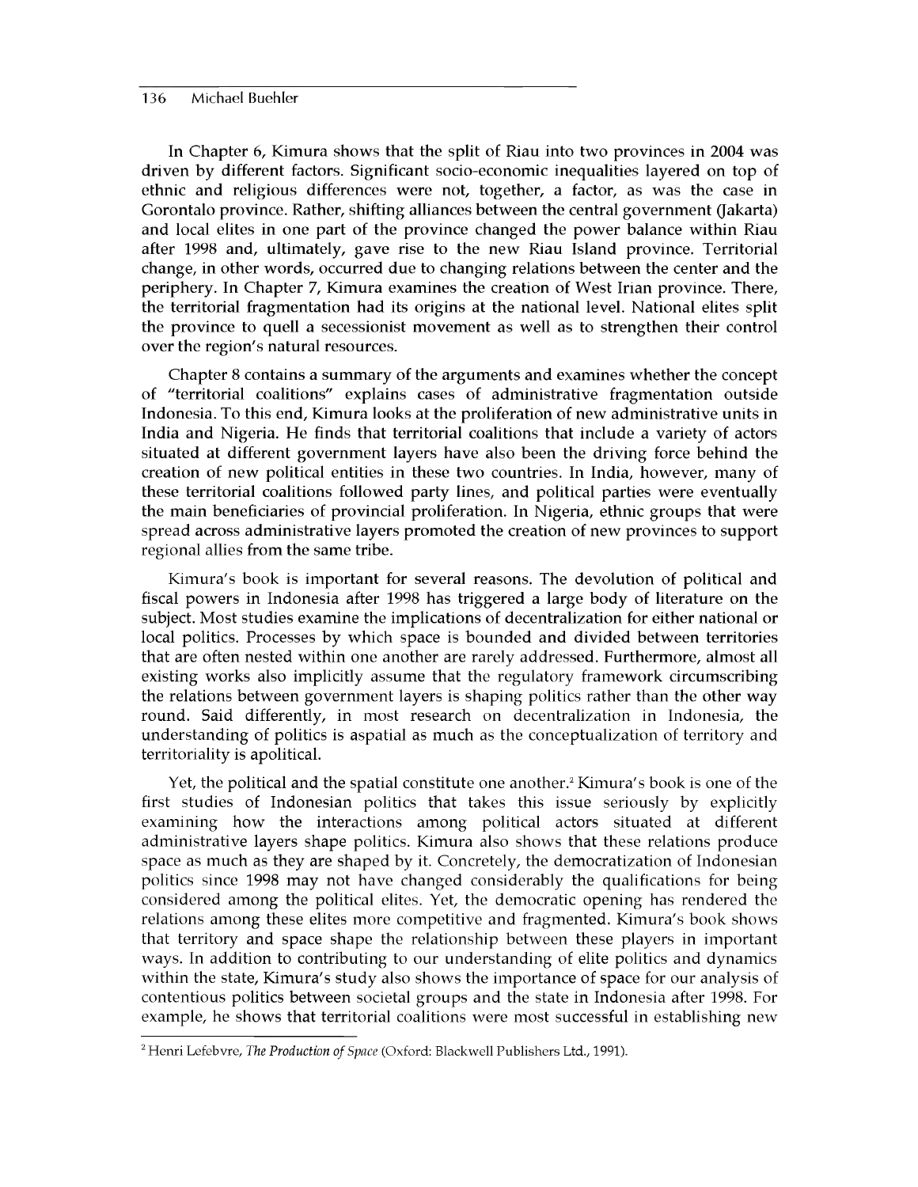In Chapter 6, Kimura shows that the split of Riau into two provinces in 2004 was driven by different factors. Significant socio-economic inequalities layered on top of ethnic and religious differences were not, together, a factor, as was the case in Gorontalo province. Rather, shifting alliances between the central government (Jakarta) and local elites in one part of the province changed the power balance within Riau after 1998 and, ultimately, gave rise to the new Riau Island province. Territorial change, in other words, occurred due to changing relations between the center and the periphery. In Chapter 7, Kimura examines the creation of West Irian province. There, the territorial fragmentation had its origins at the national level. National elites split the province to quell a secessionist movement as well as to strengthen their control over the region's natural resources.

Chapter 8 contains a summary of the arguments and examines whether the concept of "territorial coalitions" explains cases of administrative fragmentation outside Indonesia. To this end, Kimura looks at the proliferation of new administrative units in India and Nigeria. He finds that territorial coalitions that include a variety of actors situated at different government layers have also been the driving force behind the creation of new political entities in these two countries. In India, however, many of these territorial coalitions followed party lines, and political parties were eventually the main beneficiaries of provincial proliferation. In Nigeria, ethnic groups that were spread across administrative layers promoted the creation of new provinces to support regional allies from the same tribe.

Kimura's book is important for several reasons. The devolution of political and fiscal powers in Indonesia after 1998 has triggered a large body of literature on the subject. Most studies examine the implications of decentralization for either national or local politics. Processes by which space is bounded and divided between territories that are often nested within one another are rarely addressed. Furthermore, almost all existing works also implicitly assume that the regulatory framework circumscribing the relations between government layers is shaping politics rather than the other way round. Said differently, in most research on decentralization in Indonesia, the understanding of politics is aspatial as much as the conceptualization of territory and territoriality is apolitical.

Yet, the political and the spatial constitute one another.[2] Kimura's book is one of the first studies of Indonesian politics that takes this issue seriously by explicitly examining how the interactions among political actors situated at different administrative layers shape politics. Kimura also shows that these relations produce space as much as they are shaped by it. Concretely, the democratization of Indonesian politics since 1998 may not have changed considerably the qualifications for being considered among the political elites. Yet, the democratic opening has rendered the relations among these elites more competitive and fragmented. Kimura's book shows that territory and space shape the relationship between these players in important ways. In addition to contributing to our understanding of elite politics and dynamics within the state, Kimura's study also shows the importance of space for our analysis of contentious politics between societal groups and the state in Indonesia after 1998. For example, he shows that territorial coalitions were most successful in establishing new

[2] Henri Lefebvre, *The Production of Space* (Oxford: Blackwell Publishers Ltd., 1991).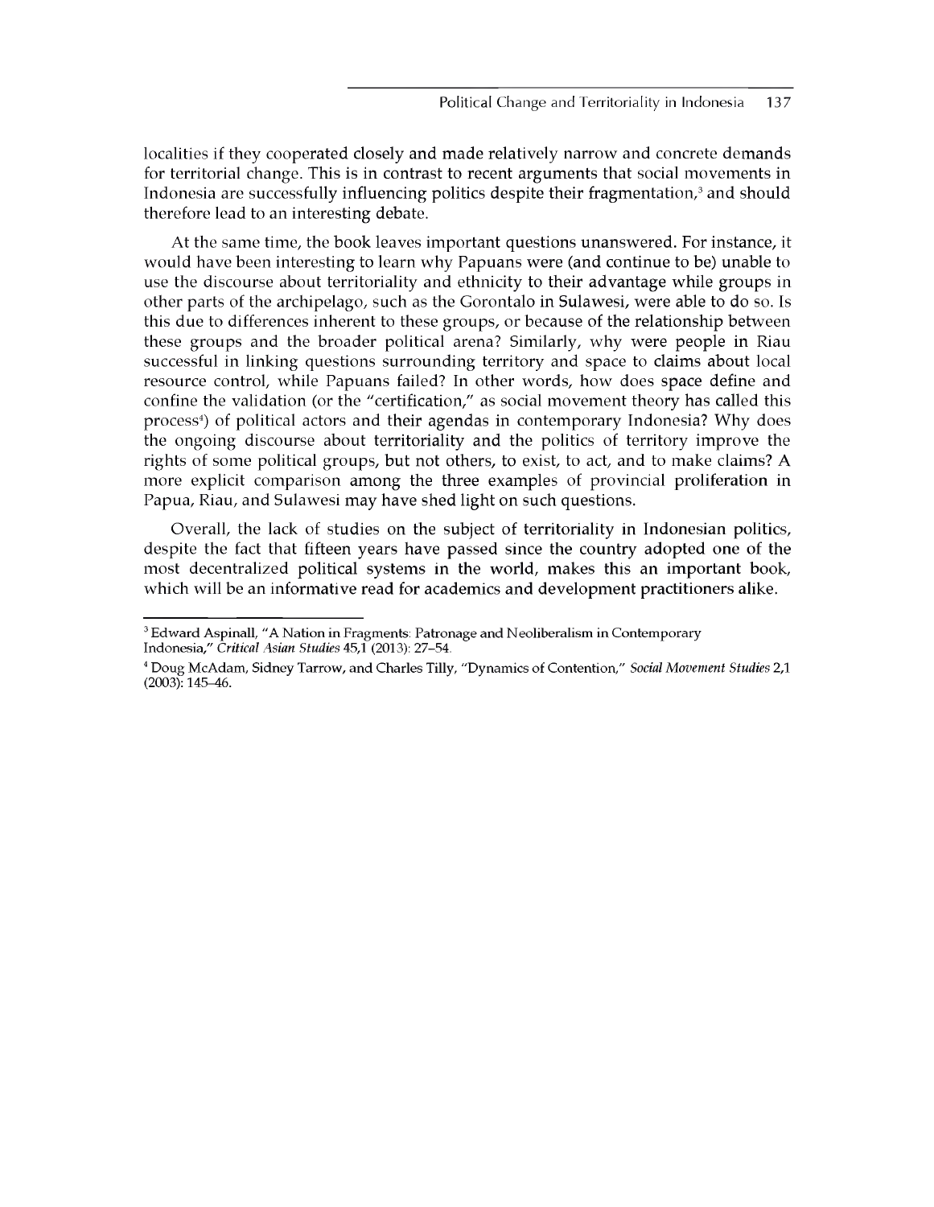localities if they cooperated closely and made relatively narrow and concrete demands for territorial change. This is in contrast to recent arguments that social movements in Indonesia are successfully influencing politics despite their fragmentation,[3] and should therefore lead to an interesting debate.

At the same time, the book leaves important questions unanswered. For instance, it would have been interesting to learn why Papuans were (and continue to be) unable to use the discourse about territoriality and ethnicity to their advantage while groups in other parts of the archipelago, such as the Gorontalo in Sulawesi, were able to do so. Is this due to differences inherent to these groups, or because of the relationship between these groups and the broader political arena? Similarly, why were people in Riau successful in linking questions surrounding territory and space to claims about local resource control, while Papuans failed? In other words, how does space define and confine the validation (or the "certification," as social movement theory has called this process[4]) of political actors and their agendas in contemporary Indonesia? Why does the ongoing discourse about territoriality and the politics of territory improve the rights of some political groups, but not others, to exist, to act, and to make claims? A more explicit comparison among the three examples of provincial proliferation in Papua, Riau, and Sulawesi may have shed light on such questions.

Overall, the lack of studies on the subject of territoriality in Indonesian politics, despite the fact that fifteen years have passed since the country adopted one of the most decentralized political systems in the world, makes this an important book, which will be an informative read for academics and development practitioners alike.

---

[3] Edward Aspinall, "A Nation in Fragments: Patronage and Neoliberalism in Contemporary Indonesia," *Critical Asian Studies* 45,1 (2013): 27–54.

[4] Doug McAdam, Sidney Tarrow, and Charles Tilly, "Dynamics of Contention," *Social Movement Studies* 2,1 (2003): 145–46.